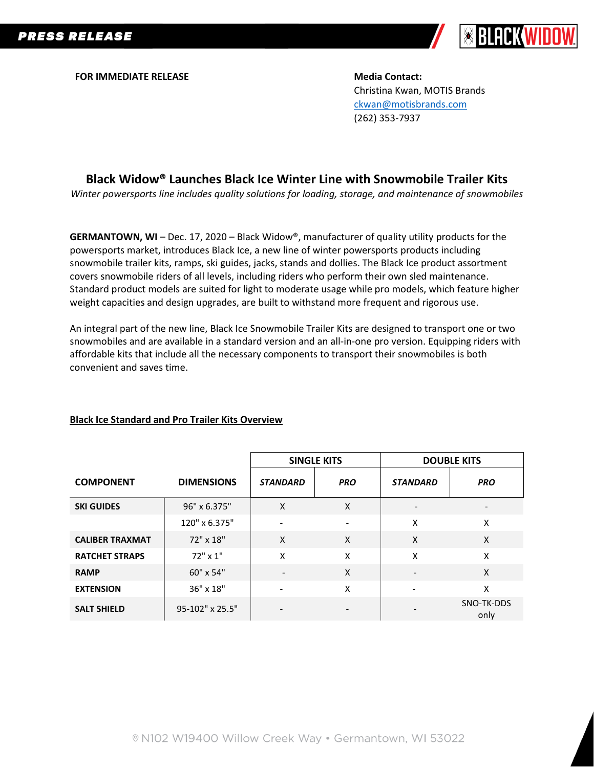PRESS RELEASE

**FOR IMMEDIATE RELEASE**

**Media Contact:**
Christina Kwan, MOTIS Brands
ckwan@motisbrands.com
(262) 353-7937

## Black Widow® Launches Black Ice Winter Line with Snowmobile Trailer Kits

*Winter powersports line includes quality solutions for loading, storage, and maintenance of snowmobiles*

**GERMANTOWN, WI** – Dec. 17, 2020 – Black Widow®, manufacturer of quality utility products for the powersports market, introduces Black Ice, a new line of winter powersports products including snowmobile trailer kits, ramps, ski guides, jacks, stands and dollies. The Black Ice product assortment covers snowmobile riders of all levels, including riders who perform their own sled maintenance. Standard product models are suited for light to moderate usage while pro models, which feature higher weight capacities and design upgrades, are built to withstand more frequent and rigorous use.

An integral part of the new line, Black Ice Snowmobile Trailer Kits are designed to transport one or two snowmobiles and are available in a standard version and an all-in-one pro version. Equipping riders with affordable kits that include all the necessary components to transport their snowmobiles is both convenient and saves time.

**Black Ice Standard and Pro Trailer Kits Overview**

| | | SINGLE KITS | | DOUBLE KITS | |
|---|---|---|---|---|---|
| **COMPONENT** | **DIMENSIONS** | ***STANDARD*** | ***PRO*** | ***STANDARD*** | ***PRO*** |
| **SKI GUIDES** | 96" x 6.375" | X | X | - | - |
| | 120" x 6.375" | - | - | X | X |
| **CALIBER TRAXMAT** | 72" x 18" | X | X | X | X |
| **RATCHET STRAPS** | 72" x 1" | X | X | X | X |
| **RAMP** | 60" x 54" | - | X | - | X |
| **EXTENSION** | 36" x 18" | - | X | - | X |
| **SALT SHIELD** | 95-102" x 25.5" | - | - | - | SNO-TK-DDS only |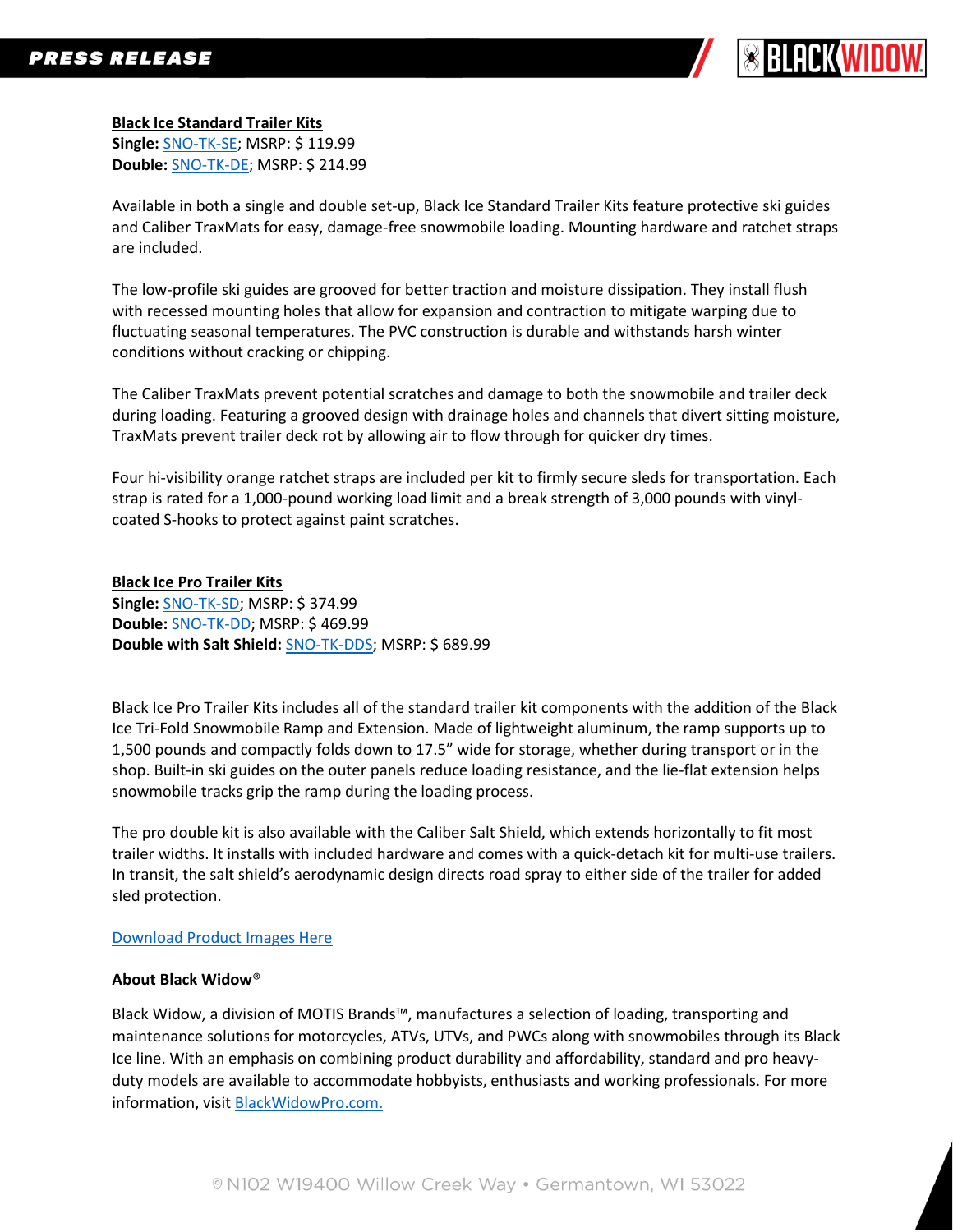**Black Ice Standard Trailer Kits**
**Single:** SNO-TK-SE; MSRP: $ 119.99
**Double:** SNO-TK-DE; MSRP: $ 214.99

Available in both a single and double set-up, Black Ice Standard Trailer Kits feature protective ski guides and Caliber TraxMats for easy, damage-free snowmobile loading. Mounting hardware and ratchet straps are included.

The low-profile ski guides are grooved for better traction and moisture dissipation. They install flush with recessed mounting holes that allow for expansion and contraction to mitigate warping due to fluctuating seasonal temperatures. The PVC construction is durable and withstands harsh winter conditions without cracking or chipping.

The Caliber TraxMats prevent potential scratches and damage to both the snowmobile and trailer deck during loading. Featuring a grooved design with drainage holes and channels that divert sitting moisture, TraxMats prevent trailer deck rot by allowing air to flow through for quicker dry times.

Four hi-visibility orange ratchet straps are included per kit to firmly secure sleds for transportation. Each strap is rated for a 1,000-pound working load limit and a break strength of 3,000 pounds with vinyl-coated S-hooks to protect against paint scratches.

**Black Ice Pro Trailer Kits**
**Single:** SNO-TK-SD; MSRP: $ 374.99
**Double:** SNO-TK-DD; MSRP: $ 469.99
**Double with Salt Shield:** SNO-TK-DDS; MSRP: $ 689.99

Black Ice Pro Trailer Kits includes all of the standard trailer kit components with the addition of the Black Ice Tri-Fold Snowmobile Ramp and Extension. Made of lightweight aluminum, the ramp supports up to 1,500 pounds and compactly folds down to 17.5" wide for storage, whether during transport or in the shop. Built-in ski guides on the outer panels reduce loading resistance, and the lie-flat extension helps snowmobile tracks grip the ramp during the loading process.

The pro double kit is also available with the Caliber Salt Shield, which extends horizontally to fit most trailer widths. It installs with included hardware and comes with a quick-detach kit for multi-use trailers. In transit, the salt shield's aerodynamic design directs road spray to either side of the trailer for added sled protection.

Download Product Images Here

**About Black Widow®**

Black Widow, a division of MOTIS Brands™, manufactures a selection of loading, transporting and maintenance solutions for motorcycles, ATVs, UTVs, and PWCs along with snowmobiles through its Black Ice line. With an emphasis on combining product durability and affordability, standard and pro heavy-duty models are available to accommodate hobbyists, enthusiasts and working professionals. For more information, visit BlackWidowPro.com.